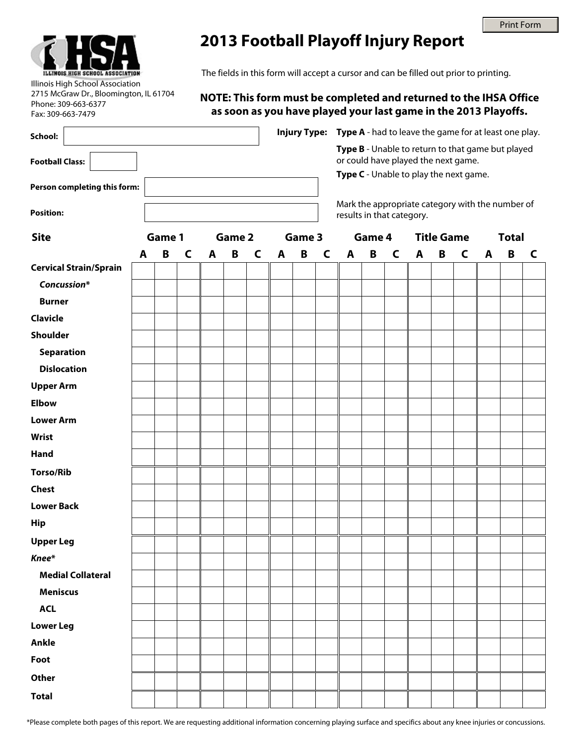Print Form

# 2013 Football Playoff Injury Report

Illinois High School Association
2715 McGraw Dr., Bloomington, IL 61704
Phone: 309-663-6377
Fax: 309-663-7479

The fields in this form will accept a cursor and can be filled out prior to printing.

**NOTE: This form must be completed and returned to the IHSA Office as soon as you have played your last game in the 2013 Playoffs.**

**School:**

**Football Class:**

**Person completing this form:**

**Position:**

**Injury Type:** **Type A** - had to leave the game for at least one play.

**Type B** - Unable to return to that game but played or could have played the next game.

**Type C** - Unable to play the next game.

Mark the appropriate category with the number of results in that category.

| Site | Game 1 | | | Game 2 | | | Game 3 | | | Game 4 | | | Title Game | | | Total | | |
|---|---|---|---|---|---|---|---|---|---|---|---|---|---|---|---|---|---|---|
| | A | B | C | A | B | C | A | B | C | A | B | C | A | B | C | A | B | C |
| **Cervical Strain/Sprain** | | | | | | | | | | | | | | | | | | |
| ***Concussion**** | | | | | | | | | | | | | | | | | | |
| **Burner** | | | | | | | | | | | | | | | | | | |
| **Clavicle** | | | | | | | | | | | | | | | | | | |
| **Shoulder** | | | | | | | | | | | | | | | | | | |
| **Separation** | | | | | | | | | | | | | | | | | | |
| **Dislocation** | | | | | | | | | | | | | | | | | | |
| **Upper Arm** | | | | | | | | | | | | | | | | | | |
| **Elbow** | | | | | | | | | | | | | | | | | | |
| **Lower Arm** | | | | | | | | | | | | | | | | | | |
| **Wrist** | | | | | | | | | | | | | | | | | | |
| **Hand** | | | | | | | | | | | | | | | | | | |
| **Torso/Rib** | | | | | | | | | | | | | | | | | | |
| **Chest** | | | | | | | | | | | | | | | | | | |
| **Lower Back** | | | | | | | | | | | | | | | | | | |
| **Hip** | | | | | | | | | | | | | | | | | | |
| **Upper Leg** | | | | | | | | | | | | | | | | | | |
| ***Knee**** | | | | | | | | | | | | | | | | | | |
| **Medial Collateral** | | | | | | | | | | | | | | | | | | |
| **Meniscus** | | | | | | | | | | | | | | | | | | |
| **ACL** | | | | | | | | | | | | | | | | | | |
| **Lower Leg** | | | | | | | | | | | | | | | | | | |
| **Ankle** | | | | | | | | | | | | | | | | | | |
| **Foot** | | | | | | | | | | | | | | | | | | |
| **Other** | | | | | | | | | | | | | | | | | | |
| **Total** | | | | | | | | | | | | | | | | | | |

*Please complete both pages of this report. We are requesting additional information concerning playing surface and specifics about any knee injuries or concussions.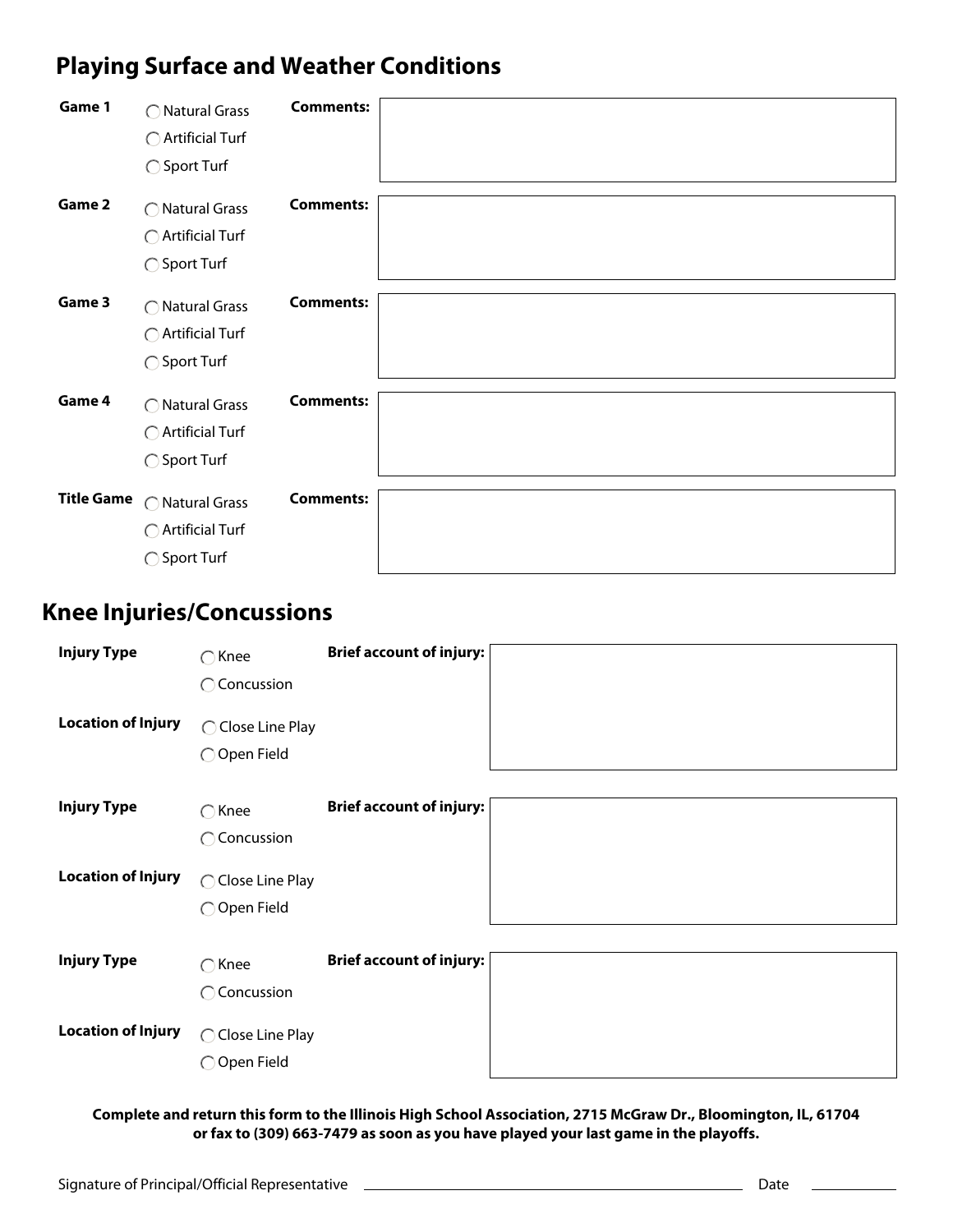## Playing Surface and Weather Conditions

**Game 1**

◯ Natural Grass
◯ Artificial Turf
◯ Sport Turf

**Comments:**

**Game 2**

◯ Natural Grass
◯ Artificial Turf
◯ Sport Turf

**Comments:**

**Game 3**

◯ Natural Grass
◯ Artificial Turf
◯ Sport Turf

**Comments:**

**Game 4**

◯ Natural Grass
◯ Artificial Turf
◯ Sport Turf

**Comments:**

**Title Game**

◯ Natural Grass
◯ Artificial Turf
◯ Sport Turf

**Comments:**

## Knee Injuries/Concussions

**Injury Type**

◯ Knee
◯ Concussion

**Brief account of injury:**

**Location of Injury**

◯ Close Line Play
◯ Open Field

**Injury Type**

◯ Knee
◯ Concussion

**Brief account of injury:**

**Location of Injury**

◯ Close Line Play
◯ Open Field

**Injury Type**

◯ Knee
◯ Concussion

**Brief account of injury:**

**Location of Injury**

◯ Close Line Play
◯ Open Field

**Complete and return this form to the Illinois High School Association, 2715 McGraw Dr., Bloomington, IL, 61704 or fax to (309) 663-7479 as soon as you have played your last game in the playoffs.**

Signature of Principal/Official Representative ______________________ Date __________